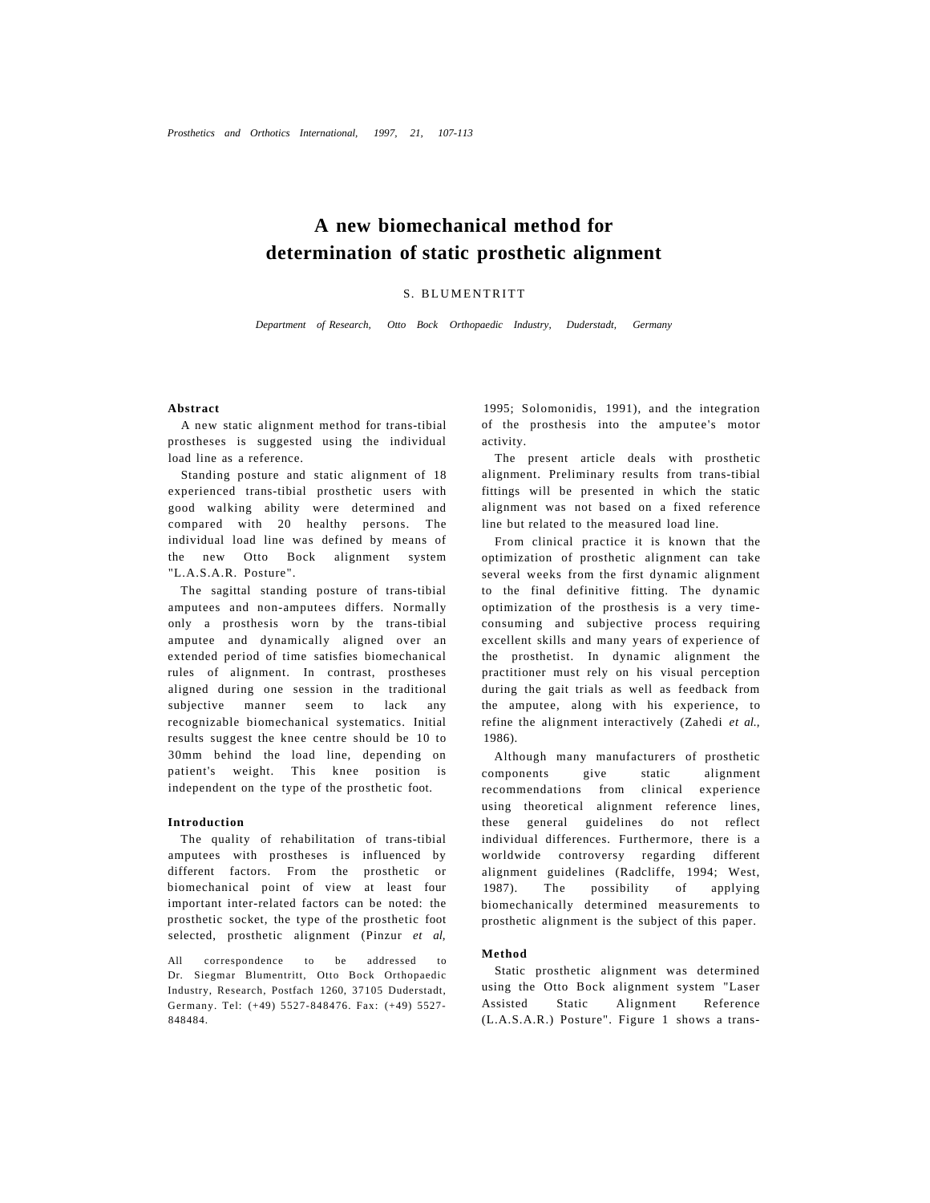# A new biomechanical method for determination of static prosthetic alignment

S. BLUMENTRITT

*Department of Research, Otto Bock Orthopaedic Industry, Duderstadt, Germany*

## Abstract

A new static alignment method for trans-tibial prostheses is suggested using the individual load line as a reference.

Standing posture and static alignment of 18 experienced trans-tibial prosthetic users with good walking ability were determined and compared with 20 healthy persons. The individual load line was defined by means of the new Otto Bock alignment system "L.A.S.A.R. Posture".

The sagittal standing posture of trans-tibial amputees and non-amputees differs. Normally only a prosthesis worn by the trans-tibial amputee and dynamically aligned over an extended period of time satisfies biomechanical rules of alignment. In contrast, prostheses aligned during one session in the traditional subjective manner seem to lack any recognizable biomechanical systematics. Initial results suggest the knee centre should be 10 to 30mm behind the load line, depending on patient's weight. This knee position is independent on the type of the prosthetic foot.

## Introduction

The quality of rehabilitation of trans-tibial amputees with prostheses is influenced by different factors. From the prosthetic or biomechanical point of view at least four important inter-related factors can be noted: the prosthetic socket, the type of the prosthetic foot selected, prosthetic alignment (Pinzur *et al*, 1995; Solomonidis, 1991), and the integration of the prosthesis into the amputee's motor activity.

All correspondence to be addressed to Dr. Siegmar Blumentritt, Otto Bock Orthopaedic Industry, Research, Postfach 1260, 37105 Duderstadt, Germany. Tel: (+49) 5527-848476. Fax: (+49) 5527-848484.

The present article deals with prosthetic alignment. Preliminary results from trans-tibial fittings will be presented in which the static alignment was not based on a fixed reference line but related to the measured load line.

From clinical practice it is known that the optimization of prosthetic alignment can take several weeks from the first dynamic alignment to the final definitive fitting. The dynamic optimization of the prosthesis is a very time-consuming and subjective process requiring excellent skills and many years of experience of the prosthetist. In dynamic alignment the practitioner must rely on his visual perception during the gait trials as well as feedback from the amputee, along with his experience, to refine the alignment interactively (Zahedi *et al.*, 1986).

Although many manufacturers of prosthetic components give static alignment recommendations from clinical experience using theoretical alignment reference lines, these general guidelines do not reflect individual differences. Furthermore, there is a worldwide controversy regarding different alignment guidelines (Radcliffe, 1994; West, 1987). The possibility of applying biomechanically determined measurements to prosthetic alignment is the subject of this paper.

## Method

Static prosthetic alignment was determined using the Otto Bock alignment system "Laser Assisted Static Alignment Reference (L.A.S.A.R.) Posture". Figure 1 shows a trans-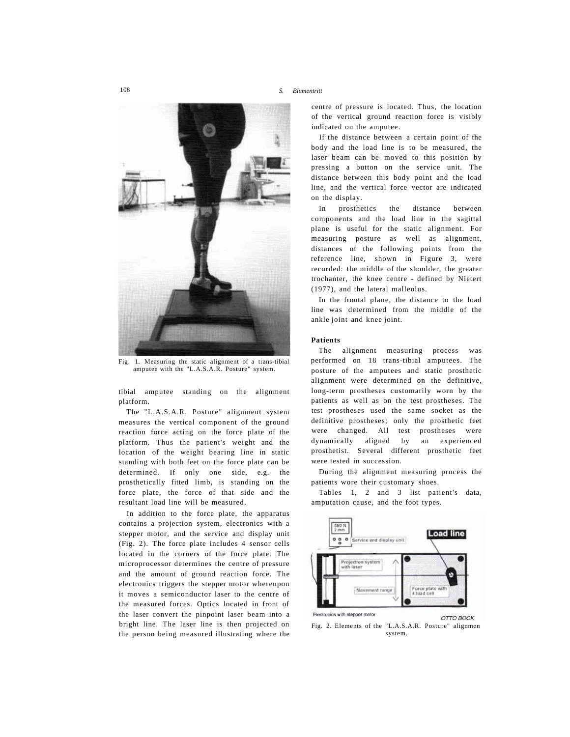Fig. 1. Measuring the static alignment of a trans-tibial amputee with the "L.A.S.A.R. Posture" system.

tibial amputee standing on the alignment platform.

The "L.A.S.A.R. Posture" alignment system measures the vertical component of the ground reaction force acting on the force plate of the platform. Thus the patient's weight and the location of the weight bearing line in static standing with both feet on the force plate can be determined. If only one side, e.g. the prosthetically fitted limb, is standing on the force plate, the force of that side and the resultant load line will be measured.

In addition to the force plate, the apparatus contains a projection system, electronics with a stepper motor, and the service and display unit (Fig. 2). The force plate includes 4 sensor cells located in the corners of the force plate. The microprocessor determines the centre of pressure and the amount of ground reaction force. The electronics triggers the stepper motor whereupon it moves a semiconductor laser to the centre of the measured forces. Optics located in front of the laser convert the pinpoint laser beam into a bright line. The laser line is then projected on the person being measured illustrating where the centre of pressure is located. Thus, the location of the vertical ground reaction force is visibly indicated on the amputee.

If the distance between a certain point of the body and the load line is to be measured, the laser beam can be moved to this position by pressing a button on the service unit. The distance between this body point and the load line, and the vertical force vector are indicated on the display.

In prosthetics the distance between components and the load line in the sagittal plane is useful for the static alignment. For measuring posture as well as alignment, distances of the following points from the reference line, shown in Figure 3, were recorded: the middle of the shoulder, the greater trochanter, the knee centre - defined by Nietert (1977), and the lateral malleolus.

In the frontal plane, the distance to the load line was determined from the middle of the ankle joint and knee joint.

**Patients**

The alignment measuring process was performed on 18 trans-tibial amputees. The posture of the amputees and static prosthetic alignment were determined on the definitive, long-term prostheses customarily worn by the patients as well as on the test prostheses. The test prostheses used the same socket as the definitive prostheses; only the prosthetic feet were changed. All test prostheses were dynamically aligned by an experienced prosthetist. Several different prosthetic feet were tested in succession.

During the alignment measuring process the patients wore their customary shoes.

Tables 1, 2 and 3 list patient's data, amputation cause, and the foot types.

Fig. 2. Elements of the "L.A.S.A.R. Posture" alignmen system.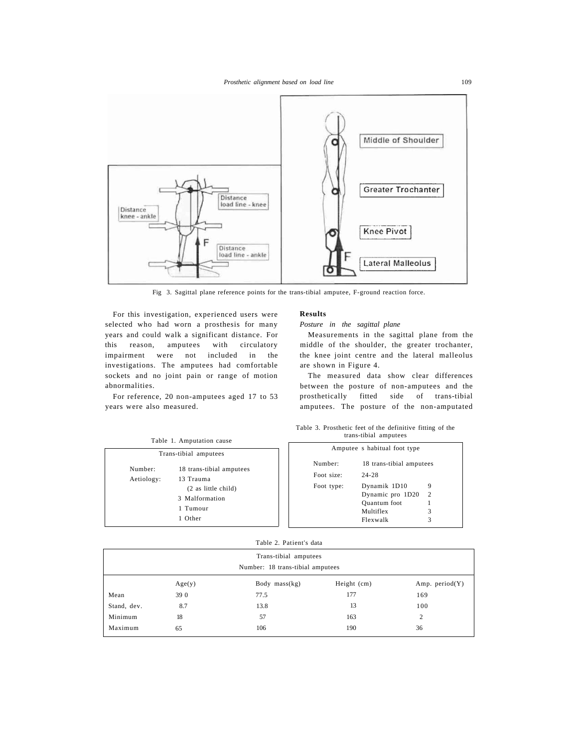Fig 3. Sagittal plane reference points for the trans-tibial amputee, F-ground reaction force.

For this investigation, experienced users were selected who had worn a prosthesis for many years and could walk a significant distance. For this reason, amputees with circulatory impairment were not included in the investigations. The amputees had comfortable sockets and no joint pain or range of motion abnormalities.

For reference, 20 non-amputees aged 17 to 53 years were also measured.

## Results

### *Posture in the sagittal plane*

Measurements in the sagittal plane from the middle of the shoulder, the greater trochanter, the knee joint centre and the lateral malleolus are shown in Figure 4.

The measured data show clear differences between the posture of non-amputees and the prosthetically fitted side of trans-tibial amputees. The posture of the non-amputated

Table 1. Amputation cause

| Trans-tibial amputees | |
|---|---|
| Number: | 18 trans-tibial amputees |
| Aetiology: | 13 Trauma |
| | (2 as little child) |
| | 3 Malformation |
| | 1 Tumour |
| | 1 Other |

Table 3. Prosthetic feet of the definitive fitting of the trans-tibial amputees

| Amputee s habitual foot type | | |
|---|---|---|
| Number: | 18 trans-tibial amputees | |
| Foot size: | 24-28 | |
| Foot type: | Dynamik 1D10 | 9 |
| | Dynamic pro 1D20 | 2 |
| | Quantum foot | 1 |
| | Multiflex | 3 |
| | Flexwalk | 3 |

Table 2. Patient's data

| Trans-tibial amputees<br>Number: 18 trans-tibial amputees | | | | |
|---|---|---|---|---|
| | Age(y) | Body mass(kg) | Height (cm) | Amp. period(Y) |
| Mean | 39 0 | 77.5 | 177 | 169 |
| Stand, dev. | 8.7 | 13.8 | 13 | 100 |
| Minimum | 18 | 57 | 163 | 2 |
| Maximum | 65 | 106 | 190 | 36 |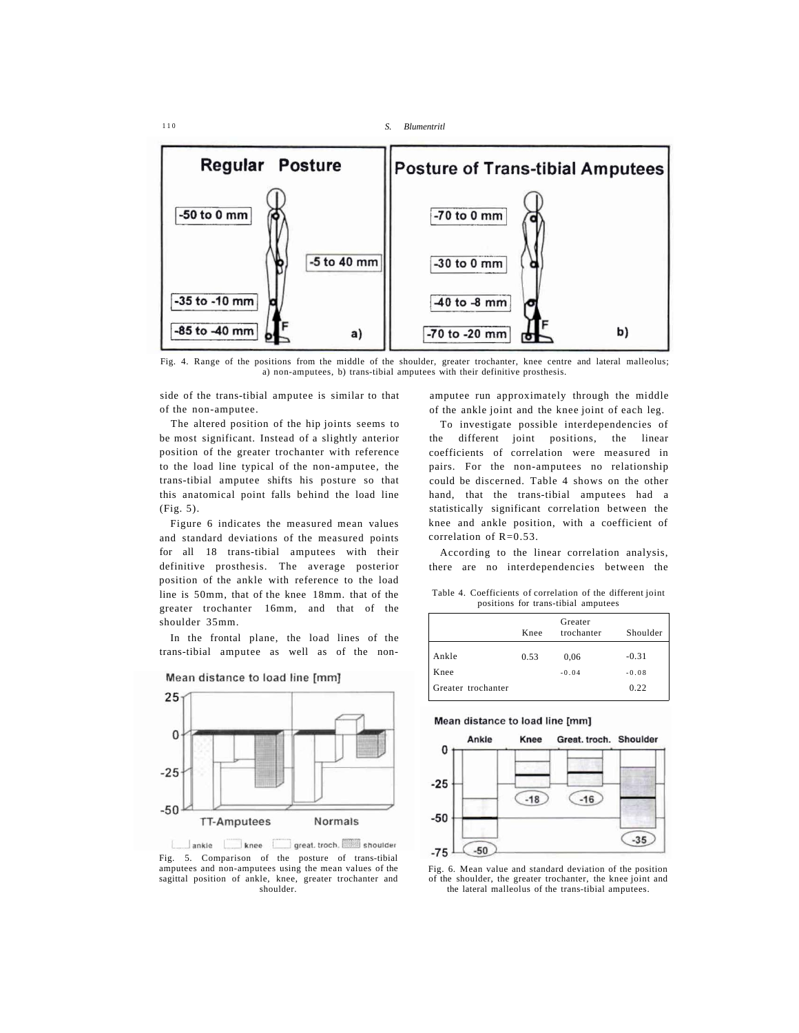Fig. 4. Range of the positions from the middle of the shoulder, greater trochanter, knee centre and lateral malleolus; a) non-amputees, b) trans-tibial amputees with their definitive prosthesis.

side of the trans-tibial amputee is similar to that of the non-amputee.

The altered position of the hip joints seems to be most significant. Instead of a slightly anterior position of the greater trochanter with reference to the load line typical of the non-amputee, the trans-tibial amputee shifts his posture so that this anatomical point falls behind the load line (Fig. 5).

Figure 6 indicates the measured mean values and standard deviations of the measured points for all 18 trans-tibial amputees with their definitive prosthesis. The average posterior position of the ankle with reference to the load line is 50mm, that of the knee 18mm. that of the greater trochanter 16mm, and that of the shoulder 35mm.

In the frontal plane, the load lines of the trans-tibial amputee as well as of the non-amputee run approximately through the middle of the ankle joint and the knee joint of each leg.

Fig. 5. Comparison of the posture of trans-tibial amputees and non-amputees using the mean values of the sagittal position of ankle, knee, greater trochanter and shoulder.

To investigate possible interdependencies of the different joint positions, the linear coefficients of correlation were measured in pairs. For the non-amputees no relationship could be discerned. Table 4 shows on the other hand, that the trans-tibial amputees had a statistically significant correlation between the knee and ankle position, with a coefficient of correlation of R=0.53.

According to the linear correlation analysis, there are no interdependencies between the

Table 4. Coefficients of correlation of the different joint positions for trans-tibial amputees

| | Knee | Greater trochanter | Shoulder |
|---|---|---|---|
| Ankle | 0.53 | 0,06 | -0.31 |
| Knee | | -0.04 | -0.08 |
| Greater trochanter | | | 0.22 |

Fig. 6. Mean value and standard deviation of the position of the shoulder, the greater trochanter, the knee joint and the lateral malleolus of the trans-tibial amputees.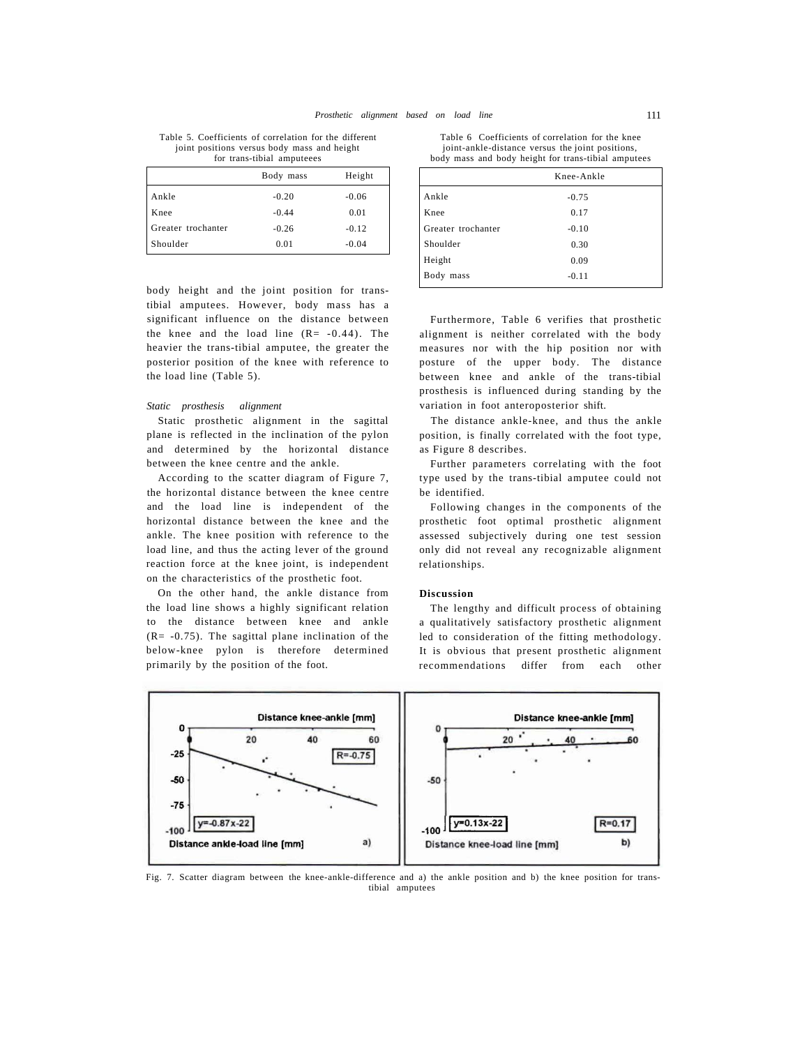Table 5. Coefficients of correlation for the different joint positions versus body mass and height for trans-tibial amputeees

| | Body mass | Height |
|---|---|---|
| Ankle | -0.20 | -0.06 |
| Knee | -0.44 | 0.01 |
| Greater trochanter | -0.26 | -0.12 |
| Shoulder | 0.01 | -0.04 |

body height and the joint position for trans-tibial amputees. However, body mass has a significant influence on the distance between the knee and the load line (R= -0.44). The heavier the trans-tibial amputee, the greater the posterior position of the knee with reference to the load line (Table 5).

*Static prosthesis alignment*

Static prosthetic alignment in the sagittal plane is reflected in the inclination of the pylon and determined by the horizontal distance between the knee centre and the ankle.

According to the scatter diagram of Figure 7, the horizontal distance between the knee centre and the load line is independent of the horizontal distance between the knee and the ankle. The knee position with reference to the load line, and thus the acting lever of the ground reaction force at the knee joint, is independent on the characteristics of the prosthetic foot.

On the other hand, the ankle distance from the load line shows a highly significant relation to the distance between knee and ankle (R= -0.75). The sagittal plane inclination of the below-knee pylon is therefore determined primarily by the position of the foot.

Table 6 Coefficients of correlation for the knee joint-ankle-distance versus the joint positions, body mass and body height for trans-tibial amputees

| | Knee-Ankle |
|---|---|
| Ankle | -0.75 |
| Knee | 0.17 |
| Greater trochanter | -0.10 |
| Shoulder | 0.30 |
| Height | 0.09 |
| Body mass | -0.11 |

Furthermore, Table 6 verifies that prosthetic alignment is neither correlated with the body measures nor with the hip position nor with posture of the upper body. The distance between knee and ankle of the trans-tibial prosthesis is influenced during standing by the variation in foot anteroposterior shift.

The distance ankle-knee, and thus the ankle position, is finally correlated with the foot type, as Figure 8 describes.

Further parameters correlating with the foot type used by the trans-tibial amputee could not be identified.

Following changes in the components of the prosthetic foot optimal prosthetic alignment assessed subjectively during one test session only did not reveal any recognizable alignment relationships.

## Discussion

The lengthy and difficult process of obtaining a qualitatively satisfactory prosthetic alignment led to consideration of the fitting methodology. It is obvious that present prosthetic alignment recommendations differ from each other

Fig. 7. Scatter diagram between the knee-ankle-difference and a) the ankle position and b) the knee position for trans-tibial amputees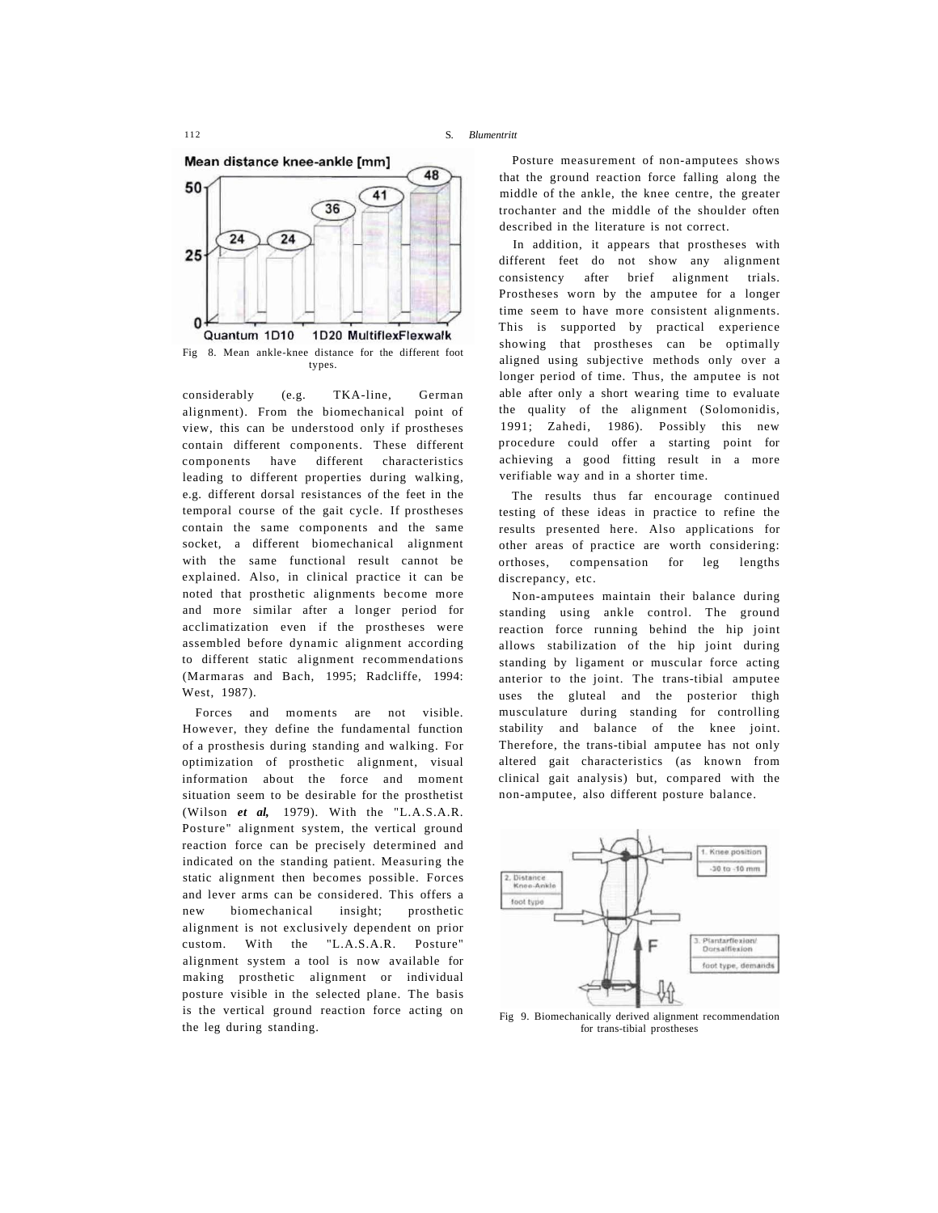Fig 8. Mean ankle-knee distance for the different foot types.

considerably (e.g. TKA-line, German alignment). From the biomechanical point of view, this can be understood only if prostheses contain different components. These different components have different characteristics leading to different properties during walking, e.g. different dorsal resistances of the feet in the temporal course of the gait cycle. If prostheses contain the same components and the same socket, a different biomechanical alignment with the same functional result cannot be explained. Also, in clinical practice it can be noted that prosthetic alignments become more and more similar after a longer period for acclimatization even if the prostheses were assembled before dynamic alignment according to different static alignment recommendations (Marmaras and Bach, 1995; Radcliffe, 1994: West, 1987).

Forces and moments are not visible. However, they define the fundamental function of a prosthesis during standing and walking. For optimization of prosthetic alignment, visual information about the force and moment situation seem to be desirable for the prosthetist (Wilson *et al,* 1979). With the "L.A.S.A.R. Posture" alignment system, the vertical ground reaction force can be precisely determined and indicated on the standing patient. Measuring the static alignment then becomes possible. Forces and lever arms can be considered. This offers a new biomechanical insight; prosthetic alignment is not exclusively dependent on prior custom. With the "L.A.S.A.R. Posture" alignment system a tool is now available for making prosthetic alignment or individual posture visible in the selected plane. The basis is the vertical ground reaction force acting on the leg during standing.

Posture measurement of non-amputees shows that the ground reaction force falling along the middle of the ankle, the knee centre, the greater trochanter and the middle of the shoulder often described in the literature is not correct.

In addition, it appears that prostheses with different feet do not show any alignment consistency after brief alignment trials. Prostheses worn by the amputee for a longer time seem to have more consistent alignments. This is supported by practical experience showing that prostheses can be optimally aligned using subjective methods only over a longer period of time. Thus, the amputee is not able after only a short wearing time to evaluate the quality of the alignment (Solomonidis, 1991; Zahedi, 1986). Possibly this new procedure could offer a starting point for achieving a good fitting result in a more verifiable way and in a shorter time.

The results thus far encourage continued testing of these ideas in practice to refine the results presented here. Also applications for other areas of practice are worth considering: orthoses, compensation for leg lengths discrepancy, etc.

Non-amputees maintain their balance during standing using ankle control. The ground reaction force running behind the hip joint allows stabilization of the hip joint during standing by ligament or muscular force acting anterior to the joint. The trans-tibial amputee uses the gluteal and the posterior thigh musculature during standing for controlling stability and balance of the knee joint. Therefore, the trans-tibial amputee has not only altered gait characteristics (as known from clinical gait analysis) but, compared with the non-amputee, also different posture balance.

Fig 9. Biomechanically derived alignment recommendation for trans-tibial prostheses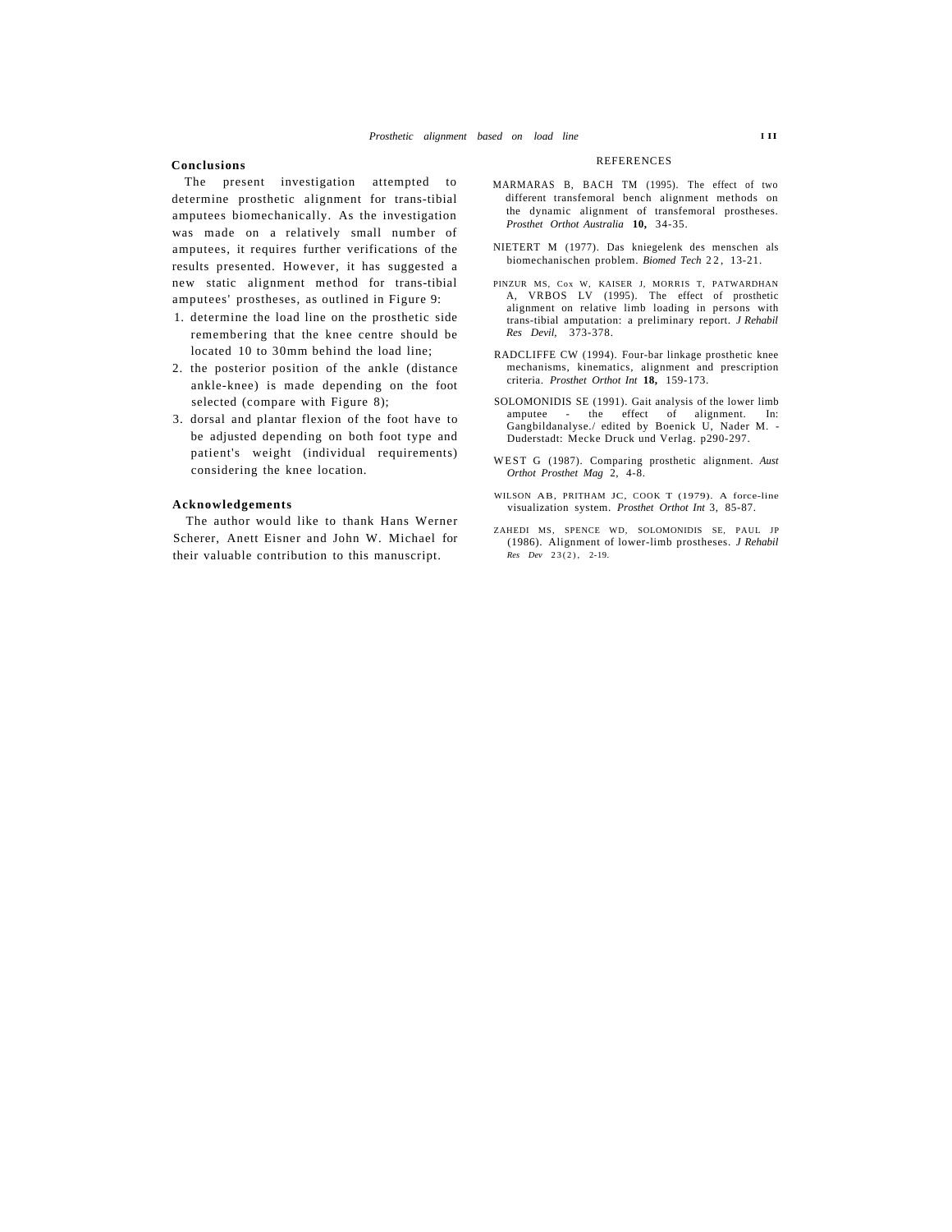## Conclusions

The present investigation attempted to determine prosthetic alignment for trans-tibial amputees biomechanically. As the investigation was made on a relatively small number of amputees, it requires further verifications of the results presented. However, it has suggested a new static alignment method for trans-tibial amputees' prostheses, as outlined in Figure 9:

1. determine the load line on the prosthetic side remembering that the knee centre should be located 10 to 30mm behind the load line;
2. the posterior position of the ankle (distance ankle-knee) is made depending on the foot selected (compare with Figure 8);
3. dorsal and plantar flexion of the foot have to be adjusted depending on both foot type and patient's weight (individual requirements) considering the knee location.

## Acknowledgements

The author would like to thank Hans Werner Scherer, Anett Eisner and John W. Michael for their valuable contribution to this manuscript.

## REFERENCES

MARMARAS B, BACH TM (1995). The effect of two different transfemoral bench alignment methods on the dynamic alignment of transfemoral prostheses. *Prosthet Orthot Australia* **10,** 34-35.

NIETERT M (1977). Das kniegelenk des menschen als biomechanischen problem. *Biomed Tech* 22, 13-21.

PINZUR MS, Cox W, KAISER J, MORRIS T, PATWARDHAN A, VRBOS LV (1995). The effect of prosthetic alignment on relative limb loading in persons with trans-tibial amputation: a preliminary report. *J Rehabil Res Devil,* 373-378.

RADCLIFFE CW (1994). Four-bar linkage prosthetic knee mechanisms, kinematics, alignment and prescription criteria. *Prosthet Orthot Int* **18,** 159-173.

SOLOMONIDIS SE (1991). Gait analysis of the lower limb amputee - the effect of alignment. In: Gangbildanalyse./ edited by Boenick U, Nader M. - Duderstadt: Mecke Druck und Verlag. p290-297.

WEST G (1987). Comparing prosthetic alignment. *Aust Orthot Prosthet Mag* 2, 4-8.

WILSON AB, PRITHAM JC, COOK T (1979). A force-line visualization system. *Prosthet Orthot Int* 3, 85-87.

ZAHEDI MS, SPENCE WD, SOLOMONIDIS SE, PAUL JP (1986). Alignment of lower-limb prostheses. *J Rehabil Res Dev* 23(2), 2-19.